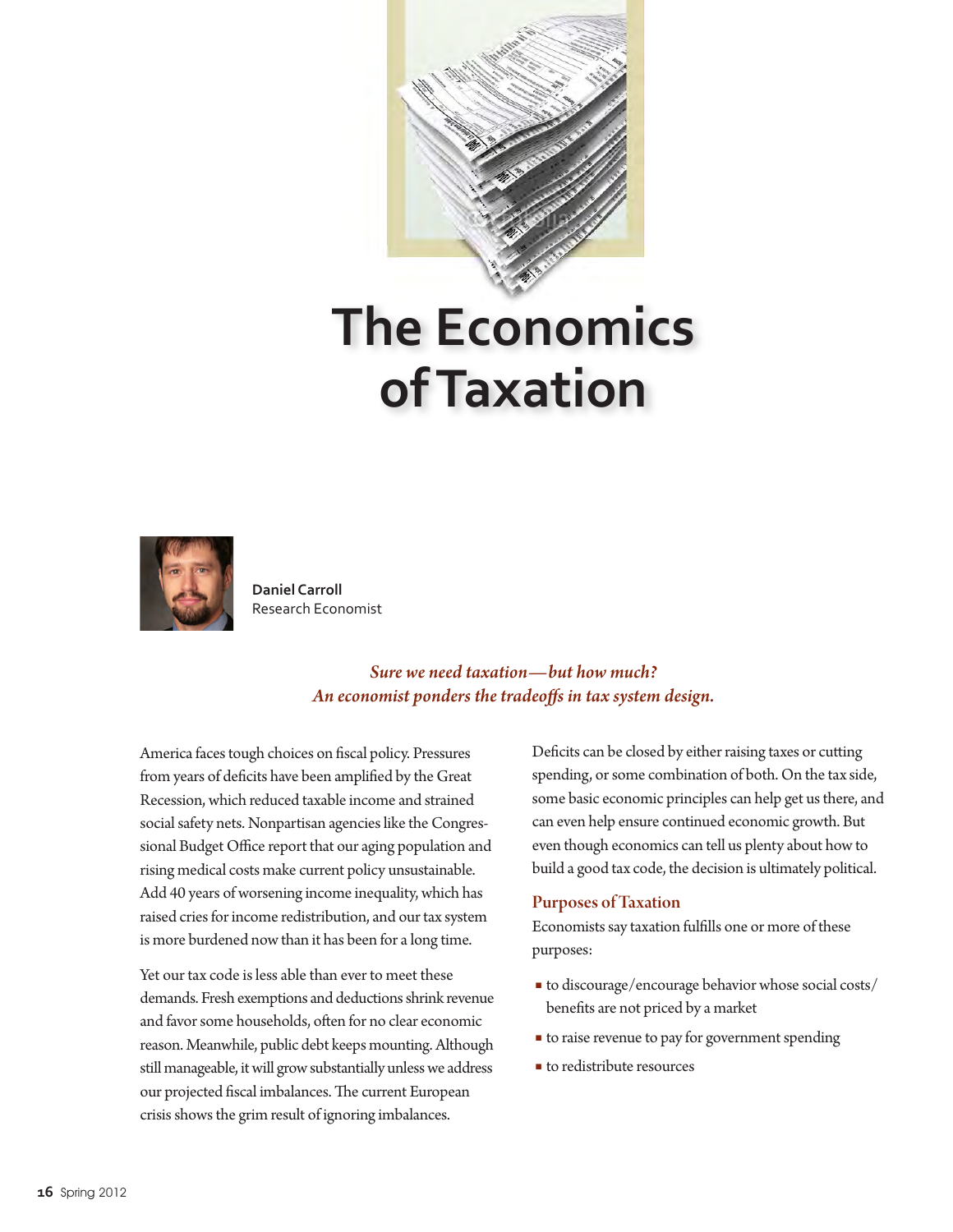# The Economics of Taxation

**Daniel Carroll**
Research Economist

*Sure we need taxation—but how much?*
*An economist ponders the tradeoffs in tax system design.*

America faces tough choices on fiscal policy. Pressures from years of deficits have been amplified by the Great Recession, which reduced taxable income and strained social safety nets. Nonpartisan agencies like the Congressional Budget Office report that our aging population and rising medical costs make current policy unsustainable. Add 40 years of worsening income inequality, which has raised cries for income redistribution, and our tax system is more burdened now than it has been for a long time.

Yet our tax code is less able than ever to meet these demands. Fresh exemptions and deductions shrink revenue and favor some households, often for no clear economic reason. Meanwhile, public debt keeps mounting. Although still manageable, it will grow substantially unless we address our projected fiscal imbalances. The current European crisis shows the grim result of ignoring imbalances.

Deficits can be closed by either raising taxes or cutting spending, or some combination of both. On the tax side, some basic economic principles can help get us there, and can even help ensure continued economic growth. But even though economics can tell us plenty about how to build a good tax code, the decision is ultimately political.

## Purposes of Taxation

Economists say taxation fulfills one or more of these purposes:

- to discourage/encourage behavior whose social costs/benefits are not priced by a market
- to raise revenue to pay for government spending
- to redistribute resources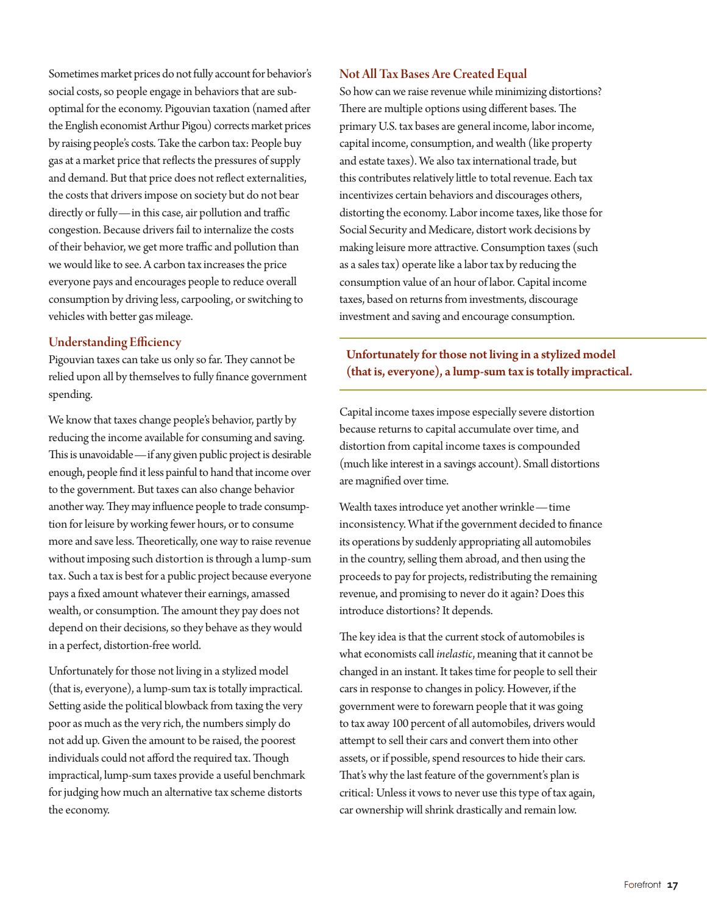Sometimes market prices do not fully account for behavior's social costs, so people engage in behaviors that are sub-optimal for the economy. Pigouvian taxation (named after the English economist Arthur Pigou) corrects market prices by raising people's costs. Take the carbon tax: People buy gas at a market price that reflects the pressures of supply and demand. But that price does not reflect externalities, the costs that drivers impose on society but do not bear directly or fully—in this case, air pollution and traffic congestion. Because drivers fail to internalize the costs of their behavior, we get more traffic and pollution than we would like to see. A carbon tax increases the price everyone pays and encourages people to reduce overall consumption by driving less, carpooling, or switching to vehicles with better gas mileage.

## Understanding Efficiency

Pigouvian taxes can take us only so far. They cannot be relied upon all by themselves to fully finance government spending.

We know that taxes change people's behavior, partly by reducing the income available for consuming and saving. This is unavoidable—if any given public project is desirable enough, people find it less painful to hand that income over to the government. But taxes can also change behavior another way. They may influence people to trade consumption for leisure by working fewer hours, or to consume more and save less. Theoretically, one way to raise revenue without imposing such distortion is through a lump-sum tax. Such a tax is best for a public project because everyone pays a fixed amount whatever their earnings, amassed wealth, or consumption. The amount they pay does not depend on their decisions, so they behave as they would in a perfect, distortion-free world.

Unfortunately for those not living in a stylized model (that is, everyone), a lump-sum tax is totally impractical. Setting aside the political blowback from taxing the very poor as much as the very rich, the numbers simply do not add up. Given the amount to be raised, the poorest individuals could not afford the required tax. Though impractical, lump-sum taxes provide a useful benchmark for judging how much an alternative tax scheme distorts the economy.

## Not All Tax Bases Are Created Equal

So how can we raise revenue while minimizing distortions? There are multiple options using different bases. The primary U.S. tax bases are general income, labor income, capital income, consumption, and wealth (like property and estate taxes). We also tax international trade, but this contributes relatively little to total revenue. Each tax incentivizes certain behaviors and discourages others, distorting the economy. Labor income taxes, like those for Social Security and Medicare, distort work decisions by making leisure more attractive. Consumption taxes (such as a sales tax) operate like a labor tax by reducing the consumption value of an hour of labor. Capital income taxes, based on returns from investments, discourage investment and saving and encourage consumption.

**Unfortunately for those not living in a stylized model (that is, everyone), a lump-sum tax is totally impractical.**

Capital income taxes impose especially severe distortion because returns to capital accumulate over time, and distortion from capital income taxes is compounded (much like interest in a savings account). Small distortions are magnified over time.

Wealth taxes introduce yet another wrinkle—time inconsistency. What if the government decided to finance its operations by suddenly appropriating all automobiles in the country, selling them abroad, and then using the proceeds to pay for projects, redistributing the remaining revenue, and promising to never do it again? Does this introduce distortions? It depends.

The key idea is that the current stock of automobiles is what economists call *inelastic*, meaning that it cannot be changed in an instant. It takes time for people to sell their cars in response to changes in policy. However, if the government were to forewarn people that it was going to tax away 100 percent of all automobiles, drivers would attempt to sell their cars and convert them into other assets, or if possible, spend resources to hide their cars. That's why the last feature of the government's plan is critical: Unless it vows to never use this type of tax again, car ownership will shrink drastically and remain low.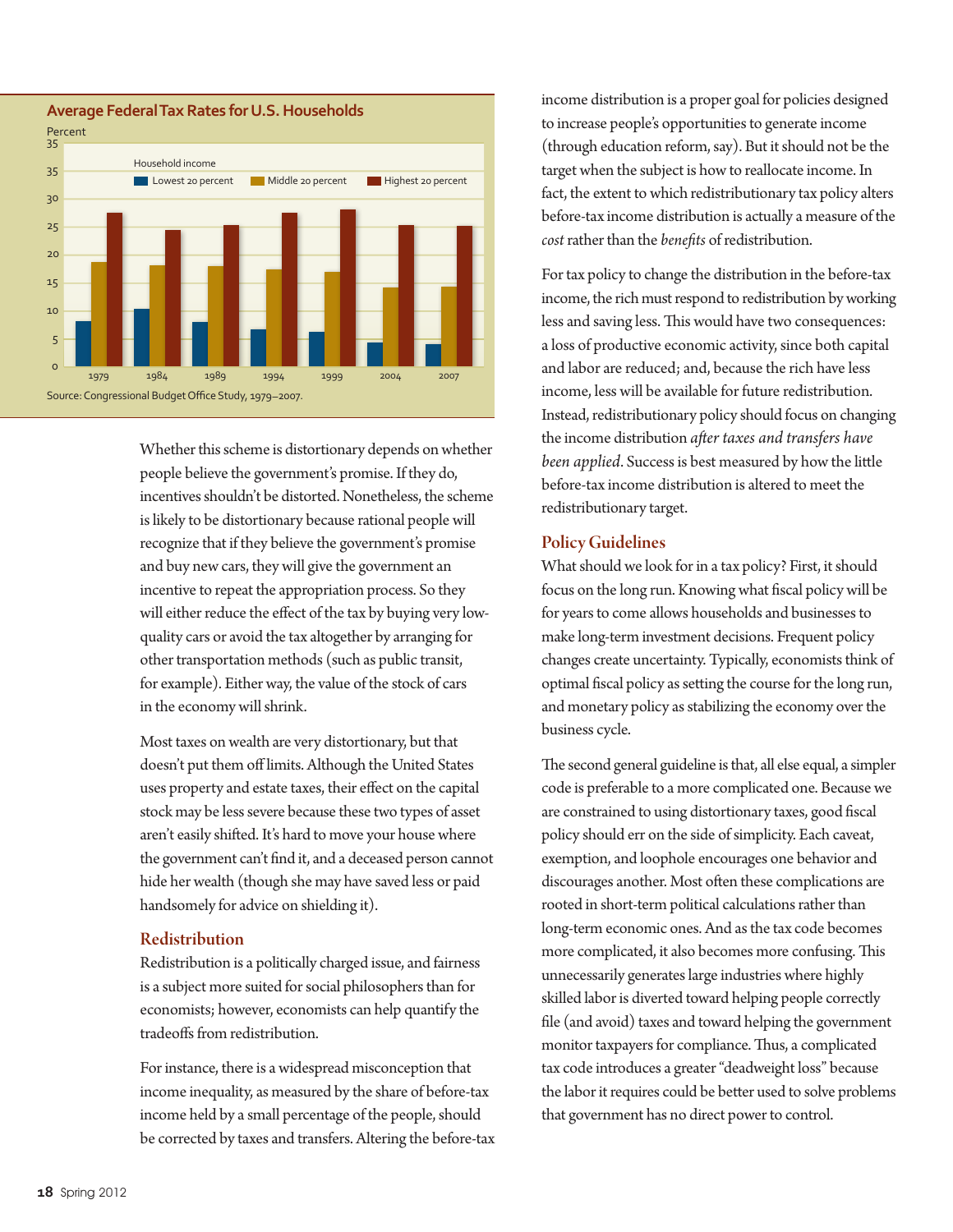**Average Federal Tax Rates for U.S. Households**

Source: Congressional Budget Office Study, 1979–2007.

Whether this scheme is distortionary depends on whether people believe the government's promise. If they do, incentives shouldn't be distorted. Nonetheless, the scheme is likely to be distortionary because rational people will recognize that if they believe the government's promise and buy new cars, they will give the government an incentive to repeat the appropriation process. So they will either reduce the effect of the tax by buying very low-quality cars or avoid the tax altogether by arranging for other transportation methods (such as public transit, for example). Either way, the value of the stock of cars in the economy will shrink.

Most taxes on wealth are very distortionary, but that doesn't put them off limits. Although the United States uses property and estate taxes, their effect on the capital stock may be less severe because these two types of asset aren't easily shifted. It's hard to move your house where the government can't find it, and a deceased person cannot hide her wealth (though she may have saved less or paid handsomely for advice on shielding it).

## Redistribution

Redistribution is a politically charged issue, and fairness is a subject more suited for social philosophers than for economists; however, economists can help quantify the tradeoffs from redistribution.

For instance, there is a widespread misconception that income inequality, as measured by the share of before-tax income held by a small percentage of the people, should be corrected by taxes and transfers. Altering the before-tax income distribution is a proper goal for policies designed to increase people's opportunities to generate income (through education reform, say). But it should not be the target when the subject is how to reallocate income. In fact, the extent to which redistributionary tax policy alters before-tax income distribution is actually a measure of the *cost* rather than the *benefits* of redistribution.

For tax policy to change the distribution in the before-tax income, the rich must respond to redistribution by working less and saving less. This would have two consequences: a loss of productive economic activity, since both capital and labor are reduced; and, because the rich have less income, less will be available for future redistribution. Instead, redistributionary policy should focus on changing the income distribution *after taxes and transfers have been applied*. Success is best measured by how the little before-tax income distribution is altered to meet the redistributionary target.

## Policy Guidelines

What should we look for in a tax policy? First, it should focus on the long run. Knowing what fiscal policy will be for years to come allows households and businesses to make long-term investment decisions. Frequent policy changes create uncertainty. Typically, economists think of optimal fiscal policy as setting the course for the long run, and monetary policy as stabilizing the economy over the business cycle.

The second general guideline is that, all else equal, a simpler code is preferable to a more complicated one. Because we are constrained to using distortionary taxes, good fiscal policy should err on the side of simplicity. Each caveat, exemption, and loophole encourages one behavior and discourages another. Most often these complications are rooted in short-term political calculations rather than long-term economic ones. And as the tax code becomes more complicated, it also becomes more confusing. This unnecessarily generates large industries where highly skilled labor is diverted toward helping people correctly file (and avoid) taxes and toward helping the government monitor taxpayers for compliance. Thus, a complicated tax code introduces a greater "deadweight loss" because the labor it requires could be better used to solve problems that government has no direct power to control.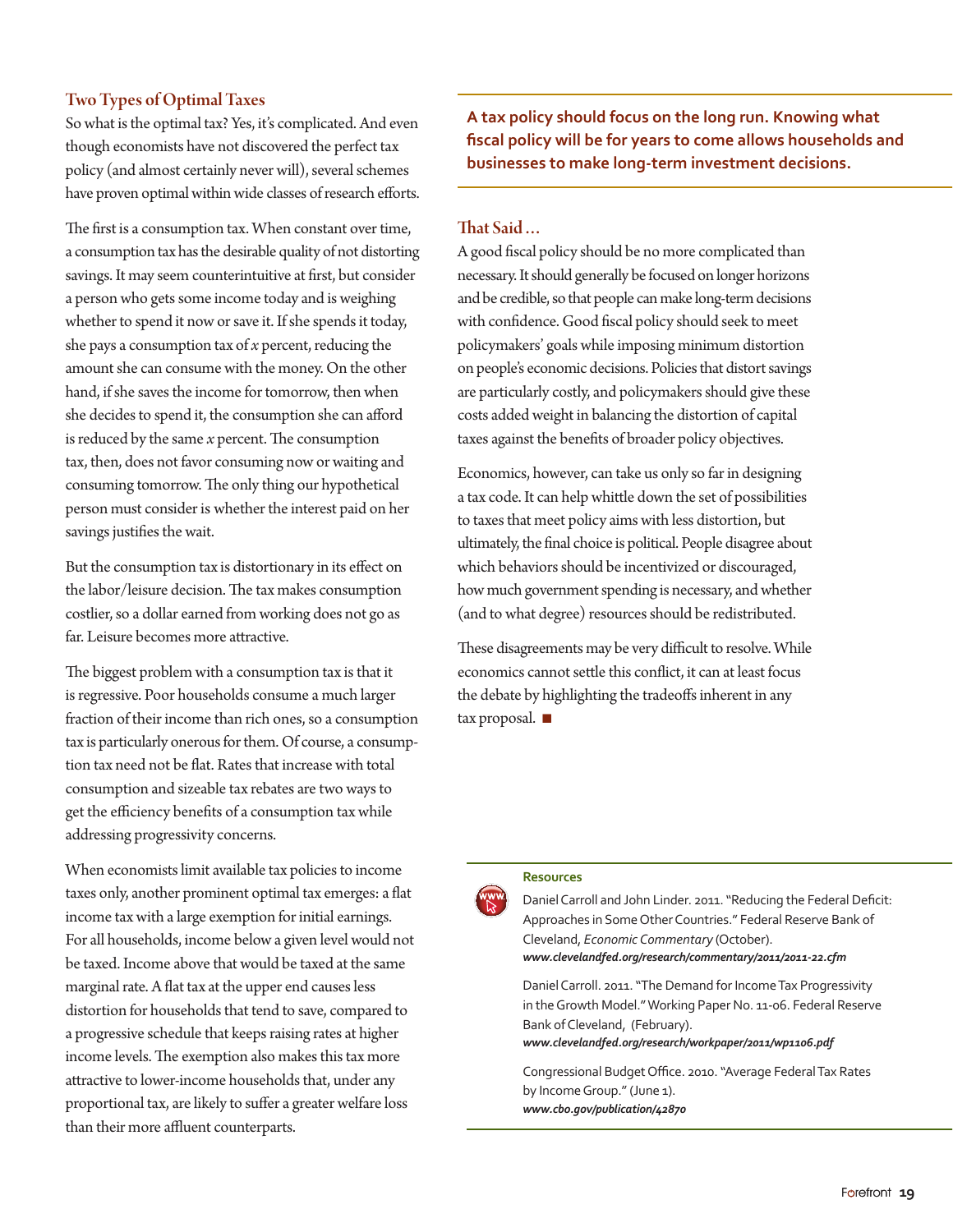## Two Types of Optimal Taxes

So what is the optimal tax? Yes, it's complicated. And even though economists have not discovered the perfect tax policy (and almost certainly never will), several schemes have proven optimal within wide classes of research efforts.

The first is a consumption tax. When constant over time, a consumption tax has the desirable quality of not distorting savings. It may seem counterintuitive at first, but consider a person who gets some income today and is weighing whether to spend it now or save it. If she spends it today, she pays a consumption tax of *x* percent, reducing the amount she can consume with the money. On the other hand, if she saves the income for tomorrow, then when she decides to spend it, the consumption she can afford is reduced by the same *x* percent. The consumption tax, then, does not favor consuming now or waiting and consuming tomorrow. The only thing our hypothetical person must consider is whether the interest paid on her savings justifies the wait.

But the consumption tax is distortionary in its effect on the labor/leisure decision. The tax makes consumption costlier, so a dollar earned from working does not go as far. Leisure becomes more attractive.

The biggest problem with a consumption tax is that it is regressive. Poor households consume a much larger fraction of their income than rich ones, so a consumption tax is particularly onerous for them. Of course, a consumption tax need not be flat. Rates that increase with total consumption and sizeable tax rebates are two ways to get the efficiency benefits of a consumption tax while addressing progressivity concerns.

When economists limit available tax policies to income taxes only, another prominent optimal tax emerges: a flat income tax with a large exemption for initial earnings. For all households, income below a given level would not be taxed. Income above that would be taxed at the same marginal rate. A flat tax at the upper end causes less distortion for households that tend to save, compared to a progressive schedule that keeps raising rates at higher income levels. The exemption also makes this tax more attractive to lower-income households that, under any proportional tax, are likely to suffer a greater welfare loss than their more affluent counterparts.

**A tax policy should focus on the long run. Knowing what fiscal policy will be for years to come allows households and businesses to make long-term investment decisions.**

## That Said ...

A good fiscal policy should be no more complicated than necessary. It should generally be focused on longer horizons and be credible, so that people can make long-term decisions with confidence. Good fiscal policy should seek to meet policymakers' goals while imposing minimum distortion on people's economic decisions. Policies that distort savings are particularly costly, and policymakers should give these costs added weight in balancing the distortion of capital taxes against the benefits of broader policy objectives.

Economics, however, can take us only so far in designing a tax code. It can help whittle down the set of possibilities to taxes that meet policy aims with less distortion, but ultimately, the final choice is political. People disagree about which behaviors should be incentivized or discouraged, how much government spending is necessary, and whether (and to what degree) resources should be redistributed.

These disagreements may be very difficult to resolve. While economics cannot settle this conflict, it can at least focus the debate by highlighting the tradeoffs inherent in any tax proposal. ■

### Resources

Daniel Carroll and John Linder. 2011. "Reducing the Federal Deficit: Approaches in Some Other Countries." Federal Reserve Bank of Cleveland, *Economic Commentary* (October).
***www.clevelandfed.org/research/commentary/2011/2011-22.cfm***

Daniel Carroll. 2011. "The Demand for Income Tax Progressivity in the Growth Model." Working Paper No. 11-06. Federal Reserve Bank of Cleveland, (February).
***www.clevelandfed.org/research/workpaper/2011/wp1106.pdf***

Congressional Budget Office. 2010. "Average Federal Tax Rates by Income Group." (June 1).
***www.cbo.gov/publication/42870***